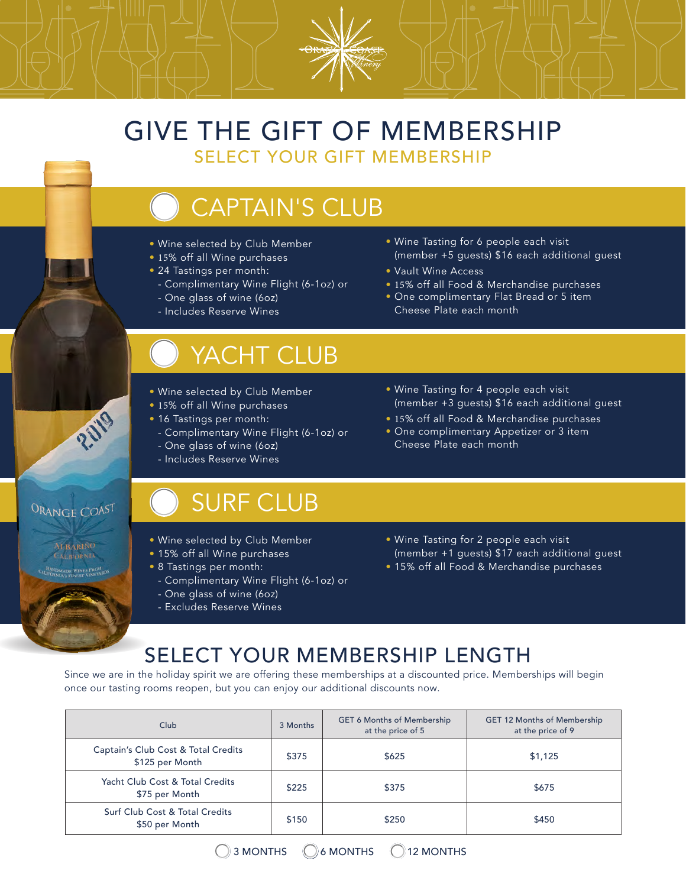# GIVE THE GIFT OF MEMBERSHIP

## SELECT YOUR GIFT MEMBERSHIP

## CAPTAIN'S CLUB

- Wine selected by Club Member
- 15% off all Wine purchases
- 24 Tastings per month:
  - Complimentary Wine Flight (6-1oz) or
  - One glass of wine (6oz)
  - Includes Reserve Wines
- Wine Tasting for 6 people each visit (member +5 guests) $16 each additional guest
- Vault Wine Access
- 15% off all Food & Merchandise purchases
- One complimentary Flat Bread or 5 item Cheese Plate each month

## YACHT CLUB

- Wine selected by Club Member
- 15% off all Wine purchases
- 16 Tastings per month:
  - Complimentary Wine Flight (6-1oz) or
  - One glass of wine (6oz)
  - Includes Reserve Wines
- Wine Tasting for 4 people each visit (member +3 guests) $16 each additional guest
- 15% off all Food & Merchandise purchases
- One complimentary Appetizer or 3 item Cheese Plate each month

## SURF CLUB

- Wine selected by Club Member
- 15% off all Wine purchases
- 8 Tastings per month:
  - Complimentary Wine Flight (6-1oz) or
  - One glass of wine (6oz)
  - Excludes Reserve Wines
- Wine Tasting for 2 people each visit (member +1 guests) $17 each additional guest
- 15% off all Food & Merchandise purchases

## SELECT YOUR MEMBERSHIP LENGTH

Since we are in the holiday spirit we are offering these memberships at a discounted price. Memberships will begin once our tasting rooms reopen, but you can enjoy our additional discounts now.

| Club | 3 Months | GET 6 Months of Membership at the price of 5 | GET 12 Months of Membership at the price of 9 |
|---|---|---|---|
| Captain's Club Cost & Total Credits $125 per Month | $375 | $625 | $1,125 |
| Yacht Club Cost & Total Credits $75 per Month | $225 | $375 | $675 |
| Surf Club Cost & Total Credits $50 per Month | $150 | $250 | $450 |

3 MONTHS   6 MONTHS   12 MONTHS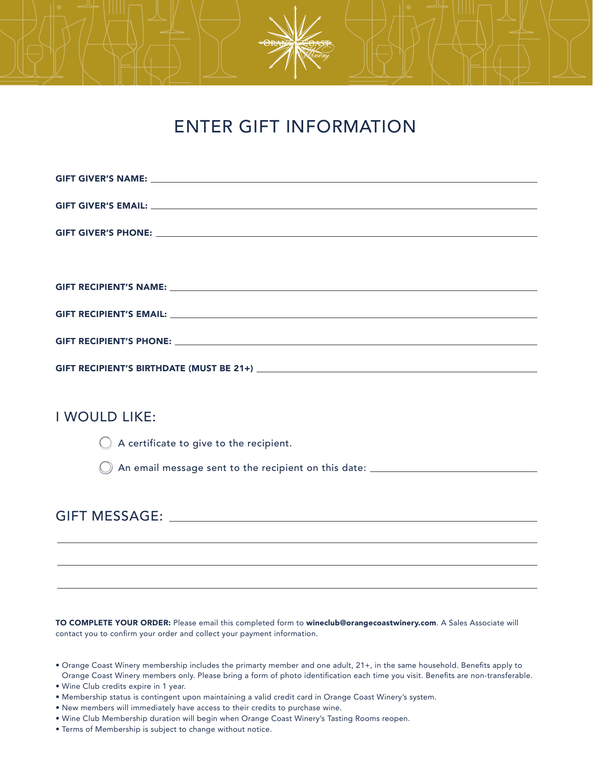# ENTER GIFT INFORMATION

**GIFT GIVER'S NAME:** \_\_\_\_\_\_\_\_\_\_\_\_\_\_\_\_\_\_\_\_

**GIFT GIVER'S EMAIL:** \_\_\_\_\_\_\_\_\_\_\_\_\_\_\_\_\_\_\_\_

**GIFT GIVER'S PHONE:** \_\_\_\_\_\_\_\_\_\_\_\_\_\_\_\_\_\_\_\_

**GIFT RECIPIENT'S NAME:** \_\_\_\_\_\_\_\_\_\_\_\_\_\_\_\_\_\_\_\_

**GIFT RECIPIENT'S EMAIL:** \_\_\_\_\_\_\_\_\_\_\_\_\_\_\_\_\_\_\_\_

**GIFT RECIPIENT'S PHONE:** \_\_\_\_\_\_\_\_\_\_\_\_\_\_\_\_\_\_\_\_

**GIFT RECIPIENT'S BIRTHDATE (MUST BE 21+)** \_\_\_\_\_\_\_\_\_\_\_\_\_\_\_\_\_\_\_\_

## I WOULD LIKE:

- ◯ A certificate to give to the recipient.
- ◯ An email message sent to the recipient on this date: \_\_\_\_\_\_\_\_\_\_\_\_\_\_\_\_\_\_\_\_

## GIFT MESSAGE: \_\_\_\_\_\_\_\_\_\_\_\_\_\_\_\_\_\_\_\_

\_\_\_\_\_\_\_\_\_\_\_\_\_\_\_\_\_\_\_\_\_\_\_\_\_\_\_\_\_\_\_\_\_\_\_\_\_\_\_\_

\_\_\_\_\_\_\_\_\_\_\_\_\_\_\_\_\_\_\_\_\_\_\_\_\_\_\_\_\_\_\_\_\_\_\_\_\_\_\_\_

\_\_\_\_\_\_\_\_\_\_\_\_\_\_\_\_\_\_\_\_\_\_\_\_\_\_\_\_\_\_\_\_\_\_\_\_\_\_\_\_

**TO COMPLETE YOUR ORDER:** Please email this completed form to **wineclub@orangecoastwinery.com**. A Sales Associate will contact you to confirm your order and collect your payment information.

- Orange Coast Winery membership includes the primarty member and one adult, 21+, in the same household. Benefits apply to Orange Coast Winery members only. Please bring a form of photo identification each time you visit. Benefits are non-transferable.
- Wine Club credits expire in 1 year.
- Membership status is contingent upon maintaining a valid credit card in Orange Coast Winery's system.
- New members will immediately have access to their credits to purchase wine.
- Wine Club Membership duration will begin when Orange Coast Winery's Tasting Rooms reopen.
- Terms of Membership is subject to change without notice.